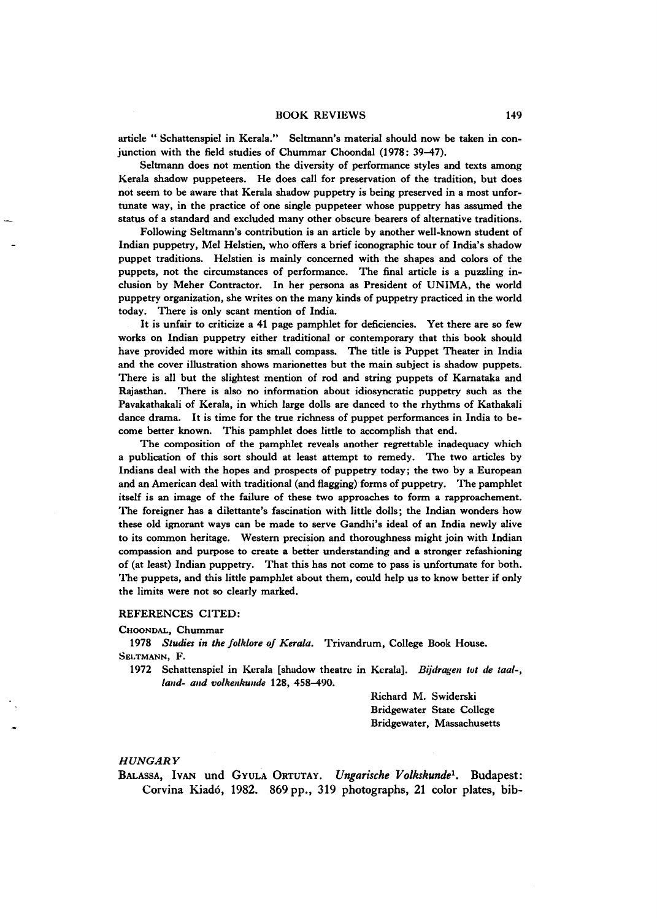article " Schattenspiel in Kerala." Seltmann's material should now be taken in conjunction with the field studies of Chummar Choondal (1978: 39–47).

Seltmann does not mention the diversity of performance styles and texts among Kerala shadow puppeteers. He does call for preservation of the tradition, but does not seem to be aware that Kerala shadow puppetry is being preserved in a most unfortunate way, in the practice of one single puppeteer whose puppetry has assumed the status of a standard and excluded many other obscure bearers of alternative traditions.

Following Seltmann's contribution is an article by another well-known student of Indian puppetry, Mel Helstien, who offers a brief iconographic tour of India's shadow puppet traditions. Helstien is mainly concerned with the shapes and colors of the puppets, not the circumstances of performance. The final article is a puzzling inclusion by Meher Contractor. In her persona as President of UNIMA, the world puppetry organization, she writes on the many kinds of puppetry practiced in the world today. There is only scant mention of India.

It is unfair to criticize a 41 page pamphlet for deficiencies. Yet there are so few works on Indian puppetry either traditional or contemporary that this book should have provided more within its small compass. The title is Puppet Theater in India and the cover illustration shows marionettes but the main subject is shadow puppets. There is all but the slightest mention of rod and string puppets of Karnataka and Rajasthan. There is also no information about idiosyncratic puppetry such as the Pavakathakali of Kerala, in which large dolls are danced to the rhythms of Kathakali dance drama. It is time for the true richness of puppet performances in India to become better known. This pamphlet does little to accomplish that end.

The composition of the pamphlet reveals another regrettable inadequacy which a publication of this sort should at least attempt to remedy. The two articles by Indians deal with the hopes and prospects of puppetry today; the two by a European and an American deal with traditional (and flagging) forms of puppetry. The pamphlet itself is an image of the failure of these two approaches to form a rapproachement. The foreigner has a dilettante's fascination with little dolls; the Indian wonders how these old ignorant ways can be made to serve Gandhi's ideal of an India newly alive to its common heritage. Western precision and thoroughness might join with Indian compassion and purpose to create a better understanding and a stronger refashioning of (at least) Indian puppetry. That this has not come to pass is unfortunate for both. The puppets, and this little pamphlet about them, could help us to know better if only the limits were not so clearly marked.

REFERENCES CITED:

CHOONDAL, Chummar

1978 *Studies in the folklore of Kerala.* Trivandrum, College Book House.

SELTMANN, F.

1972 Schattenspiel in Kerala [shadow theatre in Kerala]. *Bijdragen tot de taal-, land- and volkenkunde* 128, 458–490.

Richard M. Swiderski
Bridgewater State College
Bridgewater, Massachusetts

*HUNGARY*

BALASSA, IVAN und GYULA ORTUTAY. *Ungarische Volkskunde*[1]. Budapest: Corvina Kiadó, 1982. 869 pp., 319 photographs, 21 color plates, bib-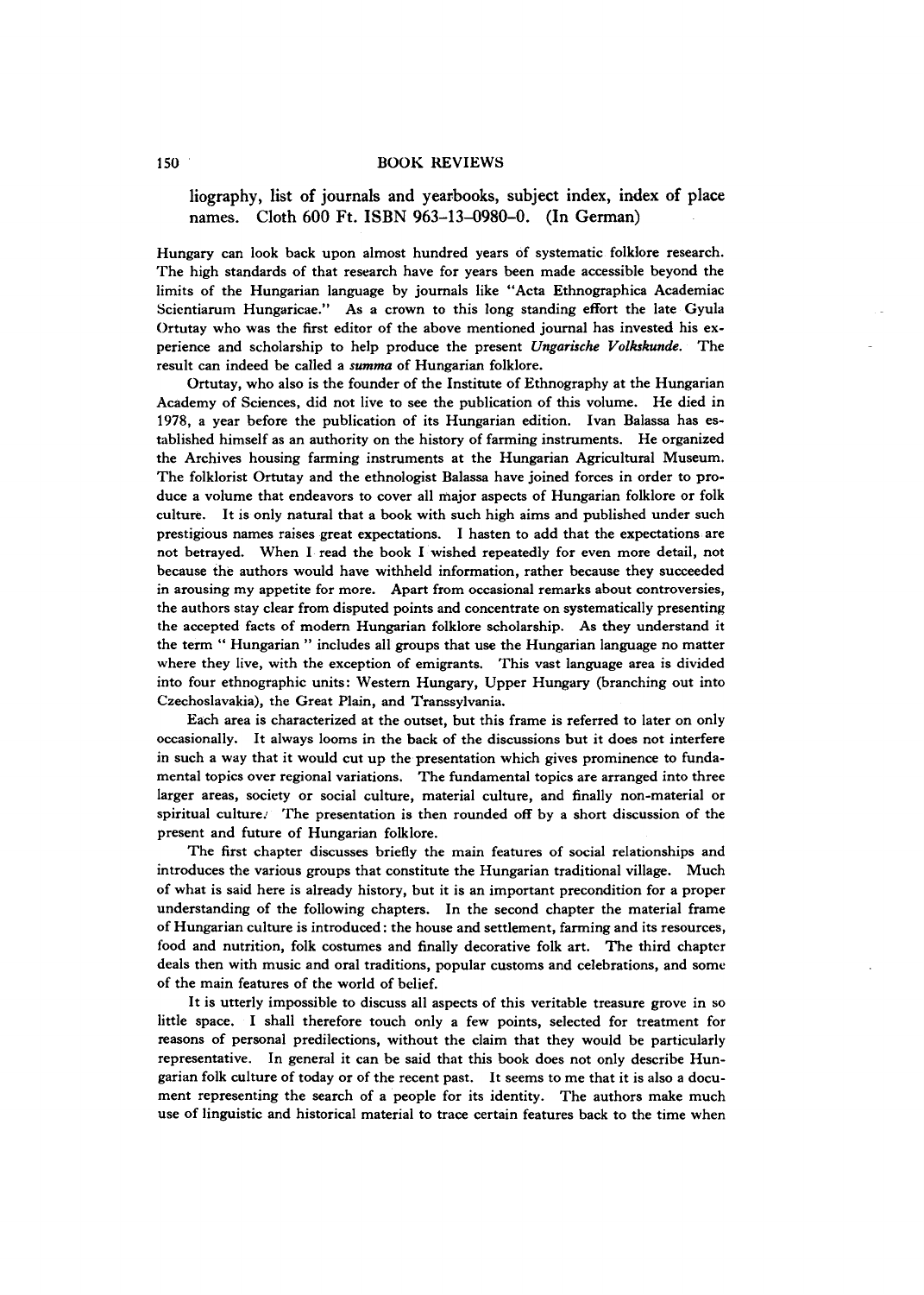liography, list of journals and yearbooks, subject index, index of place names. Cloth 600 Ft. ISBN 963-13-0980-0. (In German)

Hungary can look back upon almost hundred years of systematic folklore research. The high standards of that research have for years been made accessible beyond the limits of the Hungarian language by journals like "Acta Ethnographica Academiae Scientiarum Hungaricae." As a crown to this long standing effort the late Gyula Ortutay who was the first editor of the above mentioned journal has invested his experience and scholarship to help produce the present *Ungarische Volkskunde*. The result can indeed be called a *summa* of Hungarian folklore.

Ortutay, who also is the founder of the Institute of Ethnography at the Hungarian Academy of Sciences, did not live to see the publication of this volume. He died in 1978, a year before the publication of its Hungarian edition. Ivan Balassa has established himself as an authority on the history of farming instruments. He organized the Archives housing farming instruments at the Hungarian Agricultural Museum. The folklorist Ortutay and the ethnologist Balassa have joined forces in order to produce a volume that endeavors to cover all major aspects of Hungarian folklore or folk culture. It is only natural that a book with such high aims and published under such prestigious names raises great expectations. I hasten to add that the expectations are not betrayed. When I read the book I wished repeatedly for even more detail, not because the authors would have withheld information, rather because they succeeded in arousing my appetite for more. Apart from occasional remarks about controversies, the authors stay clear from disputed points and concentrate on systematically presenting the accepted facts of modern Hungarian folklore scholarship. As they understand it the term " Hungarian " includes all groups that use the Hungarian language no matter where they live, with the exception of emigrants. This vast language area is divided into four ethnographic units: Western Hungary, Upper Hungary (branching out into Czechoslavakia), the Great Plain, and Transsylvania.

Each area is characterized at the outset, but this frame is referred to later on only occasionally. It always looms in the back of the discussions but it does not interfere in such a way that it would cut up the presentation which gives prominence to fundamental topics over regional variations. The fundamental topics are arranged into three larger areas, society or social culture, material culture, and finally non-material or spiritual culture. The presentation is then rounded off by a short discussion of the present and future of Hungarian folklore.

The first chapter discusses briefly the main features of social relationships and introduces the various groups that constitute the Hungarian traditional village. Much of what is said here is already history, but it is an important precondition for a proper understanding of the following chapters. In the second chapter the material frame of Hungarian culture is introduced: the house and settlement, farming and its resources, food and nutrition, folk costumes and finally decorative folk art. The third chapter deals then with music and oral traditions, popular customs and celebrations, and some of the main features of the world of belief.

It is utterly impossible to discuss all aspects of this veritable treasure grove in so little space. I shall therefore touch only a few points, selected for treatment for reasons of personal predilections, without the claim that they would be particularly representative. In general it can be said that this book does not only describe Hungarian folk culture of today or of the recent past. It seems to me that it is also a document representing the search of a people for its identity. The authors make much use of linguistic and historical material to trace certain features back to the time when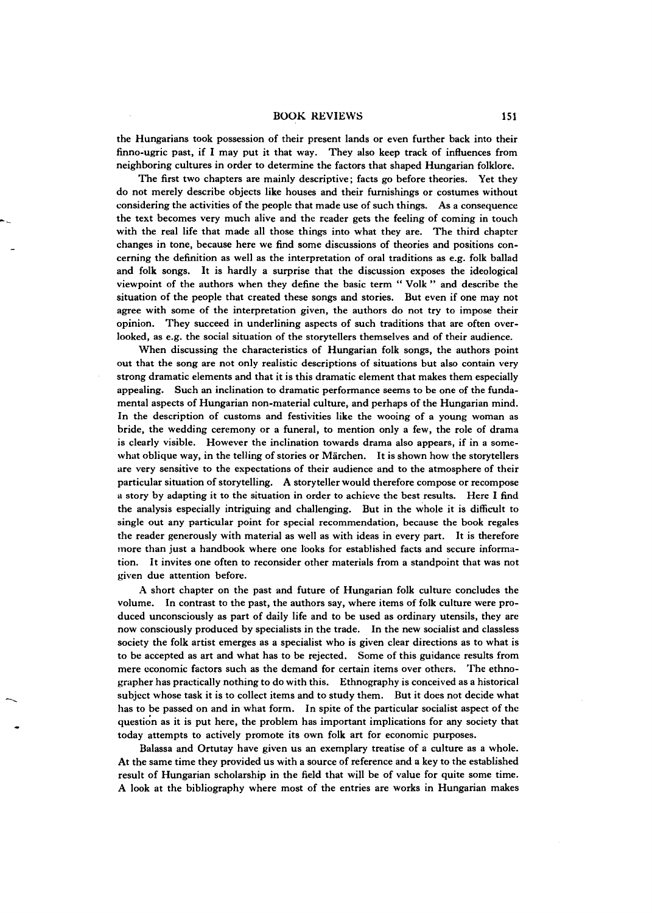the Hungarians took possession of their present lands or even further back into their finno-ugric past, if I may put it that way. They also keep track of influences from neighboring cultures in order to determine the factors that shaped Hungarian folklore.

The first two chapters are mainly descriptive; facts go before theories. Yet they do not merely describe objects like houses and their furnishings or costumes without considering the activities of the people that made use of such things. As a consequence the text becomes very much alive and the reader gets the feeling of coming in touch with the real life that made all those things into what they are. The third chapter changes in tone, because here we find some discussions of theories and positions concerning the definition as well as the interpretation of oral traditions as e.g. folk ballad and folk songs. It is hardly a surprise that the discussion exposes the ideological viewpoint of the authors when they define the basic term " Volk " and describe the situation of the people that created these songs and stories. But even if one may not agree with some of the interpretation given, the authors do not try to impose their opinion. They succeed in underlining aspects of such traditions that are often overlooked, as e.g. the social situation of the storytellers themselves and of their audience.

When discussing the characteristics of Hungarian folk songs, the authors point out that the song are not only realistic descriptions of situations but also contain very strong dramatic elements and that it is this dramatic element that makes them especially appealing. Such an inclination to dramatic performance seems to be one of the fundamental aspects of Hungarian non-material culture, and perhaps of the Hungarian mind. In the description of customs and festivities like the wooing of a young woman as bride, the wedding ceremony or a funeral, to mention only a few, the role of drama is clearly visible. However the inclination towards drama also appears, if in a somewhat oblique way, in the telling of stories or Märchen. It is shown how the storytellers are very sensitive to the expectations of their audience and to the atmosphere of their particular situation of storytelling. A storyteller would therefore compose or recompose a story by adapting it to the situation in order to achieve the best results. Here I find the analysis especially intriguing and challenging. But in the whole it is difficult to single out any particular point for special recommendation, because the book regales the reader generously with material as well as with ideas in every part. It is therefore more than just a handbook where one looks for established facts and secure information. It invites one often to reconsider other materials from a standpoint that was not given due attention before.

A short chapter on the past and future of Hungarian folk culture concludes the volume. In contrast to the past, the authors say, where items of folk culture were produced unconsciously as part of daily life and to be used as ordinary utensils, they are now consciously produced by specialists in the trade. In the new socialist and classless society the folk artist emerges as a specialist who is given clear directions as to what is to be accepted as art and what has to be rejected. Some of this guidance results from mere economic factors such as the demand for certain items over others. The ethnographer has practically nothing to do with this. Ethnography is conceived as a historical subject whose task it is to collect items and to study them. But it does not decide what has to be passed on and in what form. In spite of the particular socialist aspect of the question as it is put here, the problem has important implications for any society that today attempts to actively promote its own folk art for economic purposes.

Balassa and Ortutay have given us an exemplary treatise of a culture as a whole. At the same time they provided us with a source of reference and a key to the established result of Hungarian scholarship in the field that will be of value for quite some time. A look at the bibliography where most of the entries are works in Hungarian makes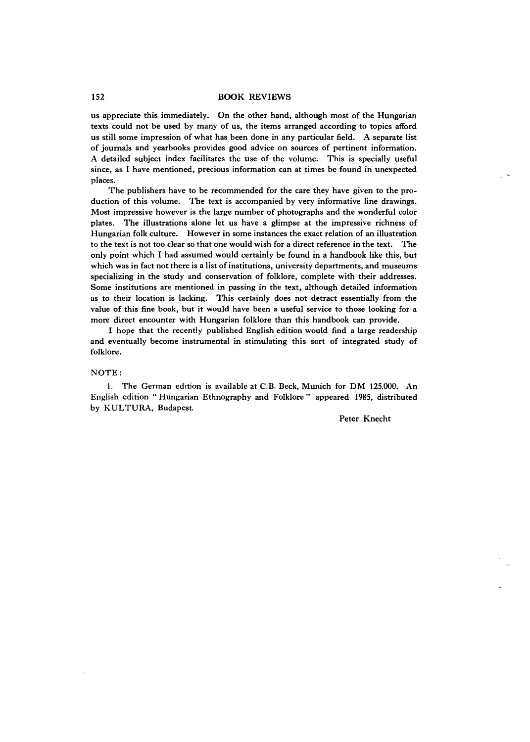us appreciate this immediately. On the other hand, although most of the Hungarian texts could not be used by many of us, the items arranged according to topics afford us still some impression of what has been done in any particular field. A separate list of journals and yearbooks provides good advice on sources of pertinent information. A detailed subject index facilitates the use of the volume. This is specially useful since, as I have mentioned, precious information can at times be found in unexpected places.

The publishers have to be recommended for the care they have given to the production of this volume. The text is accompanied by very informative line drawings. Most impressive however is the large number of photographs and the wonderful color plates. The illustrations alone let us have a glimpse at the impressive richness of Hungarian folk culture. However in some instances the exact relation of an illustration to the text is not too clear so that one would wish for a direct reference in the text. The only point which I had assumed would certainly be found in a handbook like this, but which was in fact not there is a list of institutions, university departments, and museums specializing in the study and conservation of folklore, complete with their addresses. Some institutions are mentioned in passing in the text, although detailed information as to their location is lacking. This certainly does not detract essentially from the value of this fine book, but it would have been a useful service to those looking for a more direct encounter with Hungarian folklore than this handbook can provide.

I hope that the recently published English edition would find a large readership and eventually become instrumental in stimulating this sort of integrated study of folklore.

NOTE:

1. The German edition is available at C.B. Beck, Munich for DM 125.000. An English edition "Hungarian Ethnography and Folklore" appeared 1985, distributed by KULTURA, Budapest.

Peter Knecht